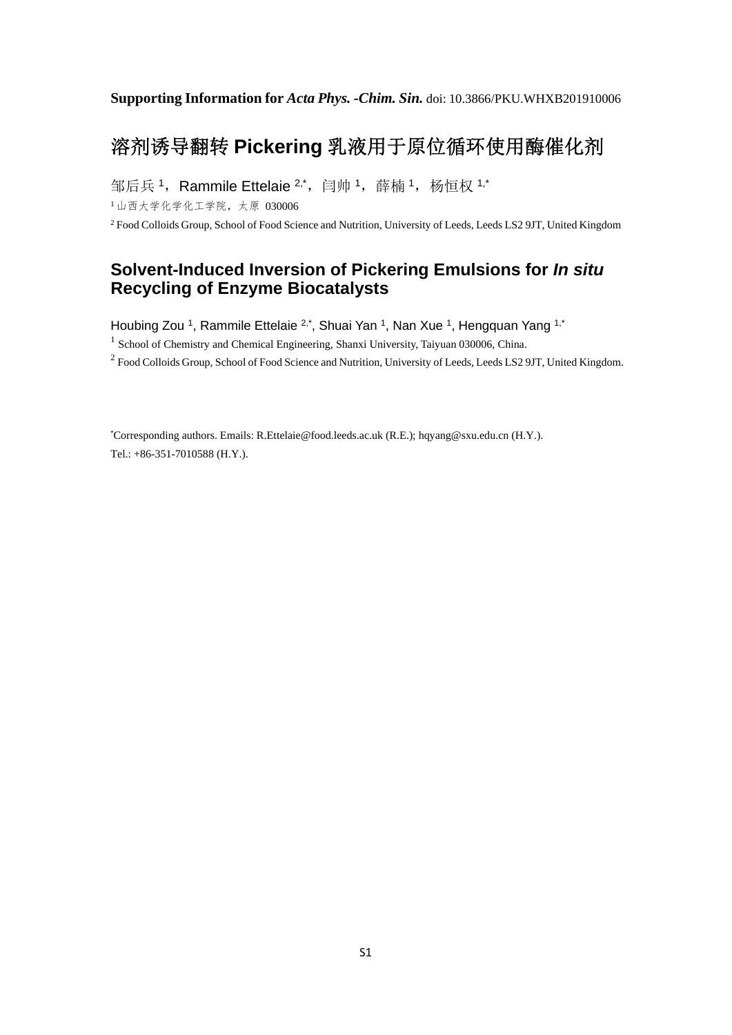**Supporting Information for *Acta Phys. -Chim. Sin.*** doi: 10.3866/PKU.WHXB201910006

# 溶剂诱导翻转 Pickering 乳液用于原位循环使用酶催化剂

邹后兵 [1]，Rammile Ettelaie [2,*]，闫帅 [1]，薛楠 [1]，杨恒权 [1,*]

[1] 山西大学化学化工学院，太原 030006

[2] Food Colloids Group, School of Food Science and Nutrition, University of Leeds, Leeds LS2 9JT, United Kingdom

# Solvent-Induced Inversion of Pickering Emulsions for *In situ* Recycling of Enzyme Biocatalysts

Houbing Zou [1], Rammile Ettelaie [2,*], Shuai Yan [1], Nan Xue [1], Hengquan Yang [1,*]

[1] School of Chemistry and Chemical Engineering, Shanxi University, Taiyuan 030006, China.

[2] Food Colloids Group, School of Food Science and Nutrition, University of Leeds, Leeds LS2 9JT, United Kingdom.

*Corresponding authors. Emails: R.Ettelaie@food.leeds.ac.uk (R.E.); hqyang@sxu.edu.cn (H.Y.).
Tel.: +86-351-7010588 (H.Y.).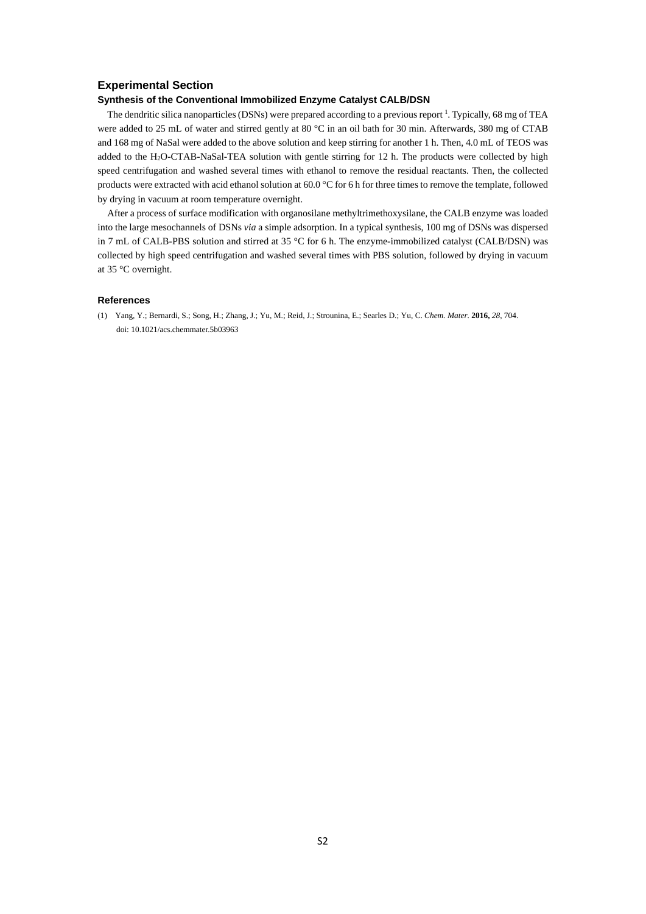# Experimental Section

### Synthesis of the Conventional Immobilized Enzyme Catalyst CALB/DSN

The dendritic silica nanoparticles (DSNs) were prepared according to a previous report [1]. Typically, 68 mg of TEA were added to 25 mL of water and stirred gently at 80 °C in an oil bath for 30 min. Afterwards, 380 mg of CTAB and 168 mg of NaSal were added to the above solution and keep stirring for another 1 h. Then, 4.0 mL of TEOS was added to the $H_2O$-CTAB-NaSal-TEA solution with gentle stirring for 12 h. The products were collected by high speed centrifugation and washed several times with ethanol to remove the residual reactants. Then, the collected products were extracted with acid ethanol solution at 60.0 °C for 6 h for three times to remove the template, followed by drying in vacuum at room temperature overnight.

After a process of surface modification with organosilane methyltrimethoxysilane, the CALB enzyme was loaded into the large mesochannels of DSNs *via* a simple adsorption. In a typical synthesis, 100 mg of DSNs was dispersed in 7 mL of CALB-PBS solution and stirred at 35 °C for 6 h. The enzyme-immobilized catalyst (CALB/DSN) was collected by high speed centrifugation and washed several times with PBS solution, followed by drying in vacuum at 35 °C overnight.

## References

(1) Yang, Y.; Bernardi, S.; Song, H.; Zhang, J.; Yu, M.; Reid, J.; Strounina, E.; Searles D.; Yu, C. *Chem. Mater*. **2016,** *28*, 704. doi: 10.1021/acs.chemmater.5b03963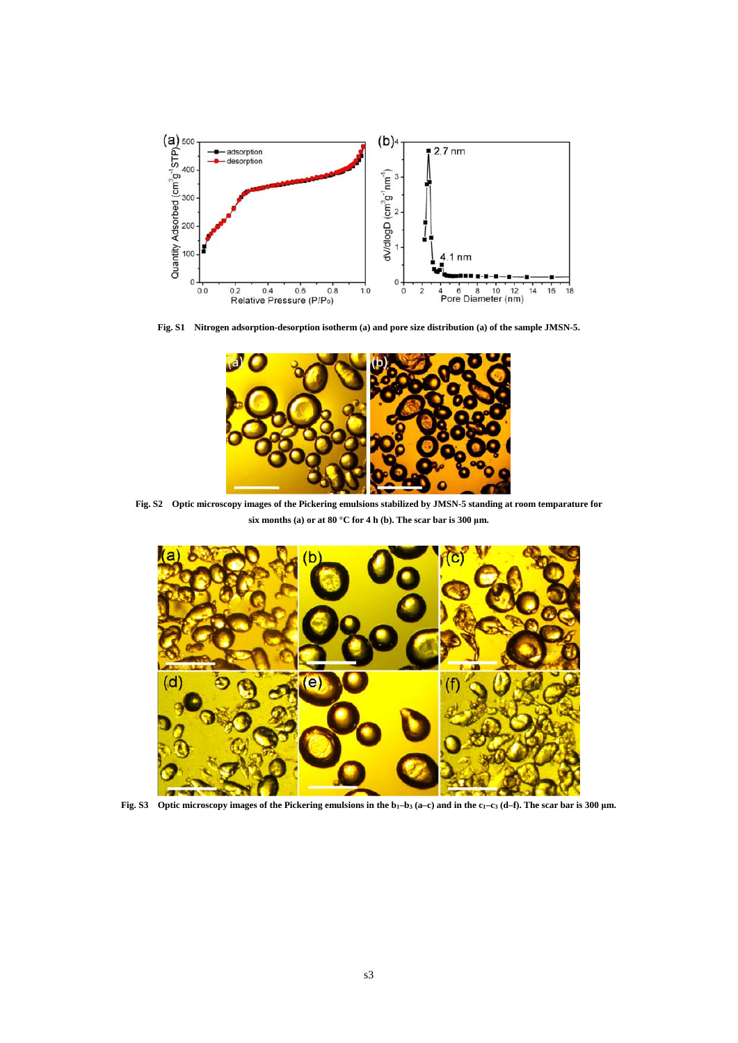**Fig. S1** Nitrogen adsorption-desorption isotherm (a) and pore size distribution (a) of the sample JMSN-5.

**Fig. S2** Optic microscopy images of the Pickering emulsions stabilized by JMSN-5 standing at room temparature for six months (a) or at 80 °C for 4 h (b). The scar bar is 300 μm.

**Fig. S3** Optic microscopy images of the Pickering emulsions in the $b_1$–$b_3$ (a–c) and in the $c_1$–$c_3$ (d–f). The scar bar is 300 μm.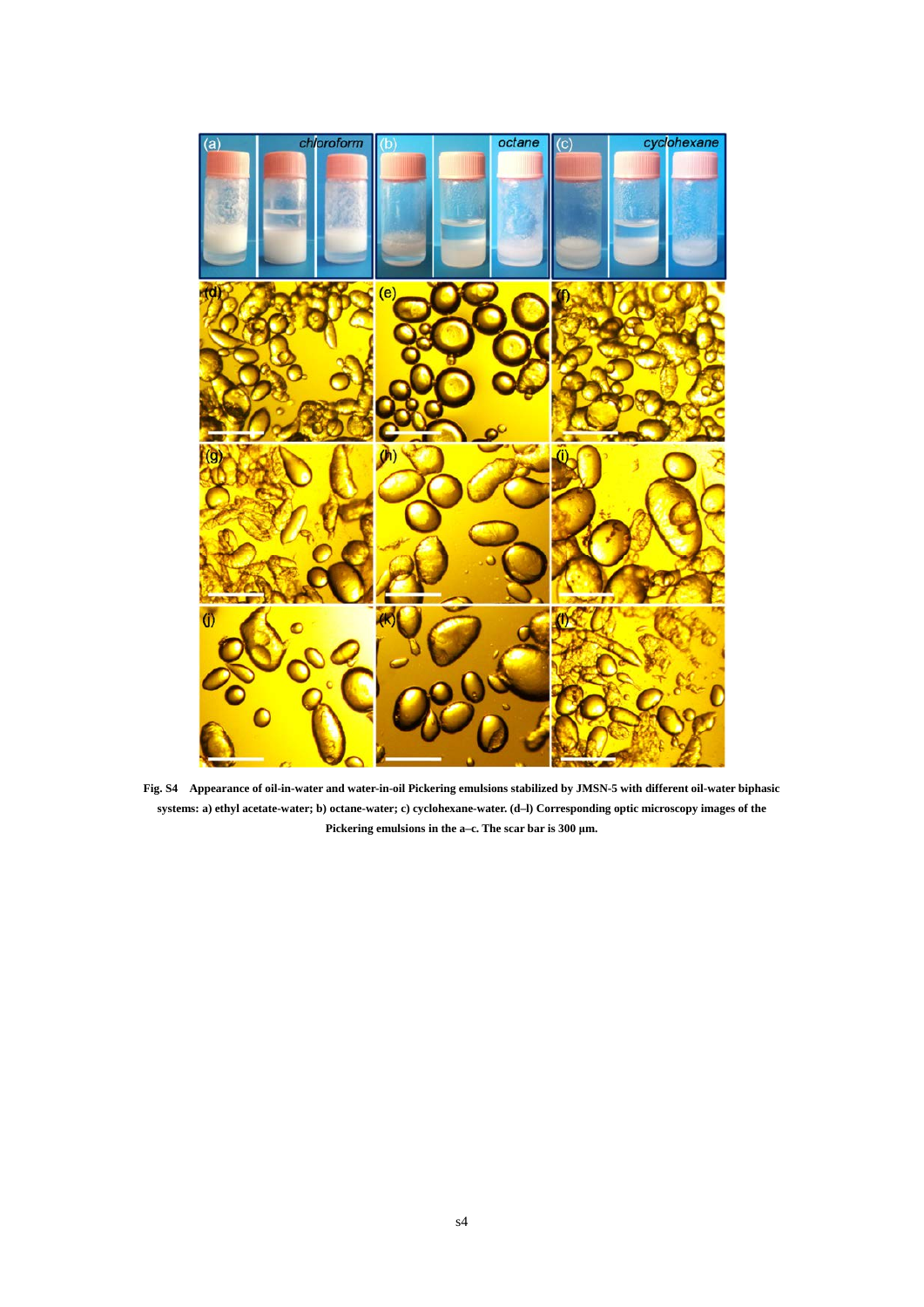**Fig. S4** Appearance of oil-in-water and water-in-oil Pickering emulsions stabilized by JMSN-5 with different oil-water biphasic systems: a) ethyl acetate-water; b) octane-water; c) cyclohexane-water. (d–l) Corresponding optic microscopy images of the Pickering emulsions in the a–c. The scar bar is 300 μm.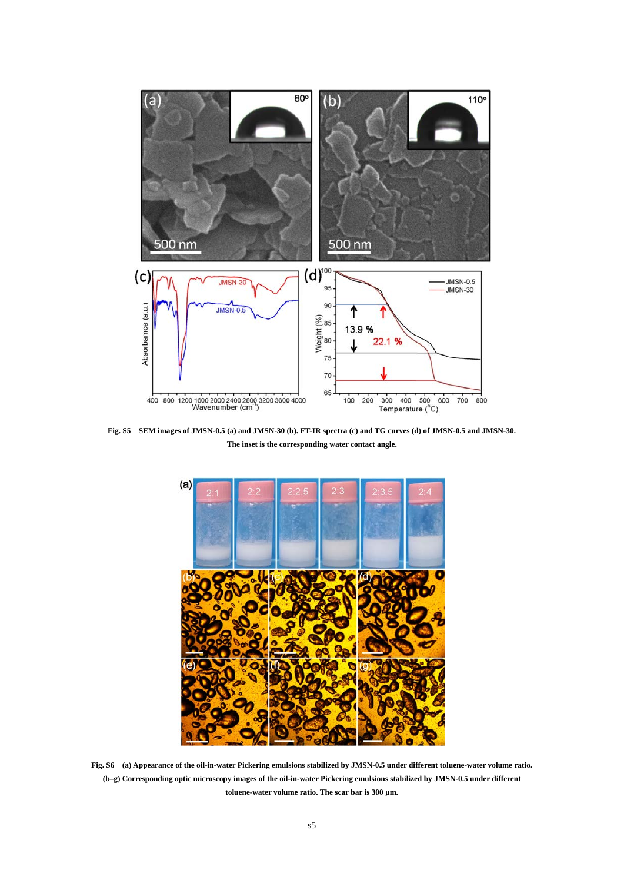**Fig. S5 SEM images of JMSN-0.5 (a) and JMSN-30 (b). FT-IR spectra (c) and TG curves (d) of JMSN-0.5 and JMSN-30. The inset is the corresponding water contact angle.**

**Fig. S6 (a) Appearance of the oil-in-water Pickering emulsions stabilized by JMSN-0.5 under different toluene-water volume ratio. (b–g) Corresponding optic microscopy images of the oil-in-water Pickering emulsions stabilized by JMSN-0.5 under different toluene-water volume ratio. The scar bar is 300 μm.**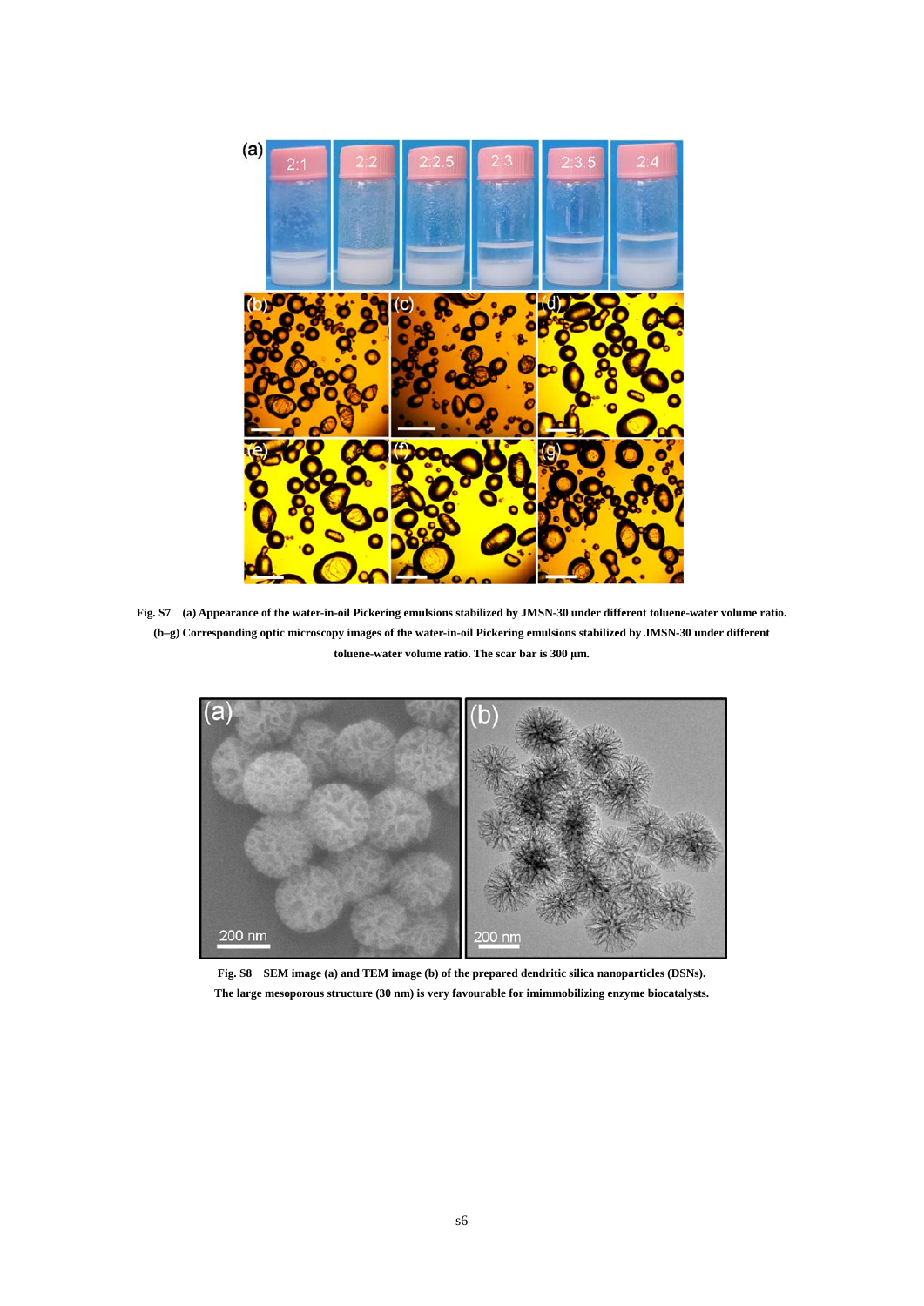**Fig. S7 (a) Appearance of the water-in-oil Pickering emulsions stabilized by JMSN-30 under different toluene-water volume ratio. (b–g) Corresponding optic microscopy images of the water-in-oil Pickering emulsions stabilized by JMSN-30 under different toluene-water volume ratio. The scar bar is 300 μm.**

**Fig. S8 SEM image (a) and TEM image (b) of the prepared dendritic silica nanoparticles (DSNs). The large mesoporous structure (30 nm) is very favourable for imimmobilizing enzyme biocatalysts.**